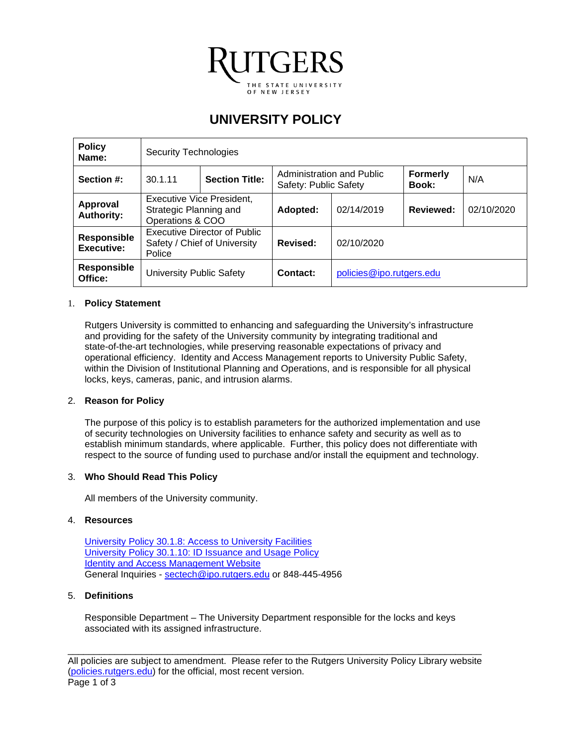# UNIVERSITY POLICY

| **Policy Name:** | Security Technologies | | | | |
|---|---|---|---|---|---|
| **Section #:** | 30.1.11 | **Section Title:** | Administration and Public Safety: Public Safety | **Formerly Book:** | N/A |
| **Approval Authority:** | Executive Vice President, Strategic Planning and Operations & COO | **Adopted:** | 02/14/2019 | **Reviewed:** | 02/10/2020 |
| **Responsible Executive:** | Executive Director of Public Safety / Chief of University Police | **Revised:** | 02/10/2020 | | |
| **Responsible Office:** | University Public Safety | **Contact:** | policies@ipo.rutgers.edu | | |

1. **Policy Statement**

   Rutgers University is committed to enhancing and safeguarding the University's infrastructure and providing for the safety of the University community by integrating traditional and state-of-the-art technologies, while preserving reasonable expectations of privacy and operational efficiency. Identity and Access Management reports to University Public Safety, within the Division of Institutional Planning and Operations, and is responsible for all physical locks, keys, cameras, panic, and intrusion alarms.

2. **Reason for Policy**

   The purpose of this policy is to establish parameters for the authorized implementation and use of security technologies on University facilities to enhance safety and security as well as to establish minimum standards, where applicable. Further, this policy does not differentiate with respect to the source of funding used to purchase and/or install the equipment and technology.

3. **Who Should Read This Policy**

   All members of the University community.

4. **Resources**

   University Policy 30.1.8: Access to University Facilities
   University Policy 30.1.10: ID Issuance and Usage Policy
   Identity and Access Management Website
   General Inquiries - sectech@ipo.rutgers.edu or 848-445-4956

5. **Definitions**

   Responsible Department – The University Department responsible for the locks and keys associated with its assigned infrastructure.

All policies are subject to amendment. Please refer to the Rutgers University Policy Library website (policies.rutgers.edu) for the official, most recent version.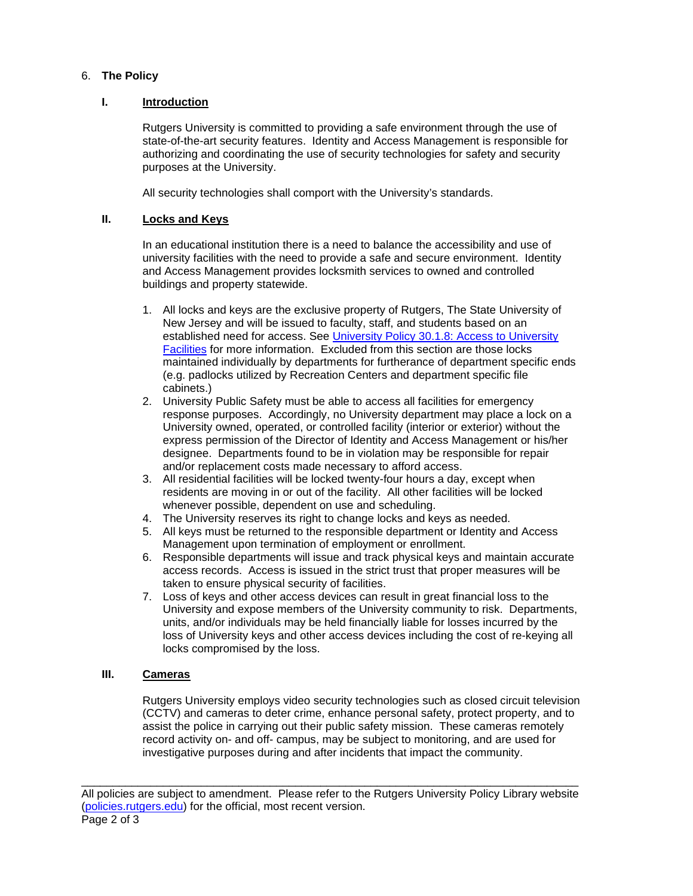6. **The Policy**

## I. Introduction

Rutgers University is committed to providing a safe environment through the use of state-of-the-art security features. Identity and Access Management is responsible for authorizing and coordinating the use of security technologies for safety and security purposes at the University.

All security technologies shall comport with the University's standards.

## II. Locks and Keys

In an educational institution there is a need to balance the accessibility and use of university facilities with the need to provide a safe and secure environment. Identity and Access Management provides locksmith services to owned and controlled buildings and property statewide.

1. All locks and keys are the exclusive property of Rutgers, The State University of New Jersey and will be issued to faculty, staff, and students based on an established need for access. See [University Policy 30.1.8: Access to University Facilities](#) for more information. Excluded from this section are those locks maintained individually by departments for furtherance of department specific ends (e.g. padlocks utilized by Recreation Centers and department specific file cabinets.)
2. University Public Safety must be able to access all facilities for emergency response purposes. Accordingly, no University department may place a lock on a University owned, operated, or controlled facility (interior or exterior) without the express permission of the Director of Identity and Access Management or his/her designee. Departments found to be in violation may be responsible for repair and/or replacement costs made necessary to afford access.
3. All residential facilities will be locked twenty-four hours a day, except when residents are moving in or out of the facility. All other facilities will be locked whenever possible, dependent on use and scheduling.
4. The University reserves its right to change locks and keys as needed.
5. All keys must be returned to the responsible department or Identity and Access Management upon termination of employment or enrollment.
6. Responsible departments will issue and track physical keys and maintain accurate access records. Access is issued in the strict trust that proper measures will be taken to ensure physical security of facilities.
7. Loss of keys and other access devices can result in great financial loss to the University and expose members of the University community to risk. Departments, units, and/or individuals may be held financially liable for losses incurred by the loss of University keys and other access devices including the cost of re-keying all locks compromised by the loss.

## III. Cameras

Rutgers University employs video security technologies such as closed circuit television (CCTV) and cameras to deter crime, enhance personal safety, protect property, and to assist the police in carrying out their public safety mission. These cameras remotely record activity on- and off- campus, may be subject to monitoring, and are used for investigative purposes during and after incidents that impact the community.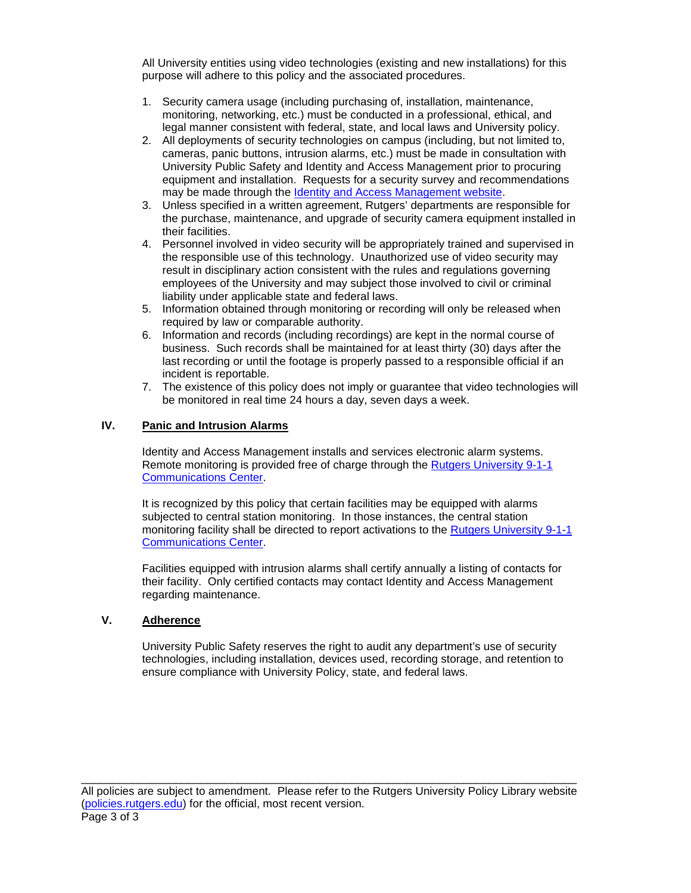All University entities using video technologies (existing and new installations) for this purpose will adhere to this policy and the associated procedures.

1. Security camera usage (including purchasing of, installation, maintenance, monitoring, networking, etc.) must be conducted in a professional, ethical, and legal manner consistent with federal, state, and local laws and University policy.
2. All deployments of security technologies on campus (including, but not limited to, cameras, panic buttons, intrusion alarms, etc.) must be made in consultation with University Public Safety and Identity and Access Management prior to procuring equipment and installation. Requests for a security survey and recommendations may be made through the [Identity and Access Management website](#).
3. Unless specified in a written agreement, Rutgers' departments are responsible for the purchase, maintenance, and upgrade of security camera equipment installed in their facilities.
4. Personnel involved in video security will be appropriately trained and supervised in the responsible use of this technology. Unauthorized use of video security may result in disciplinary action consistent with the rules and regulations governing employees of the University and may subject those involved to civil or criminal liability under applicable state and federal laws.
5. Information obtained through monitoring or recording will only be released when required by law or comparable authority.
6. Information and records (including recordings) are kept in the normal course of business. Such records shall be maintained for at least thirty (30) days after the last recording or until the footage is properly passed to a responsible official if an incident is reportable.
7. The existence of this policy does not imply or guarantee that video technologies will be monitored in real time 24 hours a day, seven days a week.

## IV. Panic and Intrusion Alarms

Identity and Access Management installs and services electronic alarm systems. Remote monitoring is provided free of charge through the [Rutgers University 9-1-1 Communications Center](#).

It is recognized by this policy that certain facilities may be equipped with alarms subjected to central station monitoring. In those instances, the central station monitoring facility shall be directed to report activations to the [Rutgers University 9-1-1 Communications Center](#).

Facilities equipped with intrusion alarms shall certify annually a listing of contacts for their facility. Only certified contacts may contact Identity and Access Management regarding maintenance.

## V. Adherence

University Public Safety reserves the right to audit any department's use of security technologies, including installation, devices used, recording storage, and retention to ensure compliance with University Policy, state, and federal laws.

All policies are subject to amendment. Please refer to the Rutgers University Policy Library website ([policies.rutgers.edu](#)) for the official, most recent version.